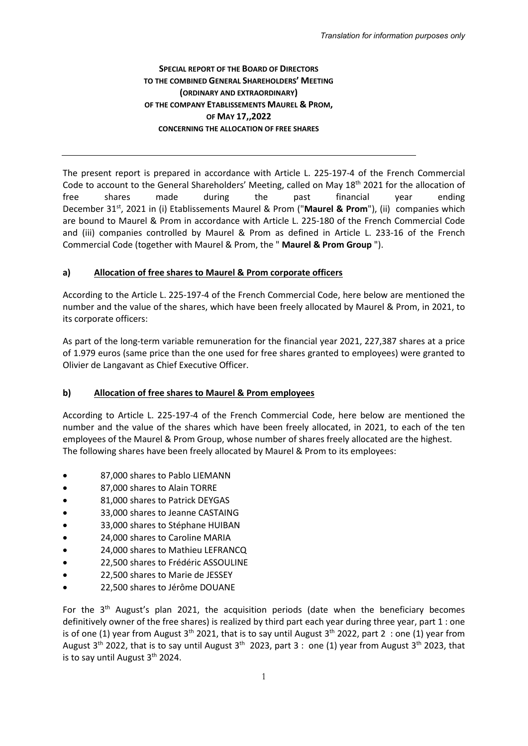*Translation for information purposes only*

**SPECIAL REPORT OF THE BOARD OF DIRECTORS**
**TO THE COMBINED GENERAL SHAREHOLDERS' MEETING**
**(ORDINARY AND EXTRAORDINARY)**
**OF THE COMPANY ETABLISSEMENTS MAUREL & PROM,**
**OF MAY 17,,2022**
**CONCERNING THE ALLOCATION OF FREE SHARES**

---

The present report is prepared in accordance with Article L. 225-197-4 of the French Commercial Code to account to the General Shareholders' Meeting, called on May 18th 2021 for the allocation of free shares made during the past financial year ending December 31st, 2021 in (i) Etablissements Maurel & Prom ("**Maurel & Prom**"), (ii) companies which are bound to Maurel & Prom in accordance with Article L. 225-180 of the French Commercial Code and (iii) companies controlled by Maurel & Prom as defined in Article L. 233-16 of the French Commercial Code (together with Maurel & Prom, the " **Maurel & Prom Group** ").

## a) Allocation of free shares to Maurel & Prom corporate officers

According to the Article L. 225-197-4 of the French Commercial Code, here below are mentioned the number and the value of the shares, which have been freely allocated by Maurel & Prom, in 2021, to its corporate officers:

As part of the long-term variable remuneration for the financial year 2021, 227,387 shares at a price of 1.979 euros (same price than the one used for free shares granted to employees) were granted to Olivier de Langavant as Chief Executive Officer.

## b) Allocation of free shares to Maurel & Prom employees

According to Article L. 225-197-4 of the French Commercial Code, here below are mentioned the number and the value of the shares which have been freely allocated, in 2021, to each of the ten employees of the Maurel & Prom Group, whose number of shares freely allocated are the highest.
The following shares have been freely allocated by Maurel & Prom to its employees:

- 87,000 shares to Pablo LIEMANN
- 87,000 shares to Alain TORRE
- 81,000 shares to Patrick DEYGAS
- 33,000 shares to Jeanne CASTAING
- 33,000 shares to Stéphane HUIBAN
- 24,000 shares to Caroline MARIA
- 24,000 shares to Mathieu LEFRANCQ
- 22,500 shares to Frédéric ASSOULINE
- 22,500 shares to Marie de JESSEY
- 22,500 shares to Jérôme DOUANE

For the 3th August's plan 2021, the acquisition periods (date when the beneficiary becomes definitively owner of the free shares) is realized by third part each year during three year, part 1 : one is of one (1) year from August 3th 2021, that is to say until August 3th 2022, part 2 : one (1) year from August 3th 2022, that is to say until August 3th 2023, part 3 : one (1) year from August 3th 2023, that is to say until August 3th 2024.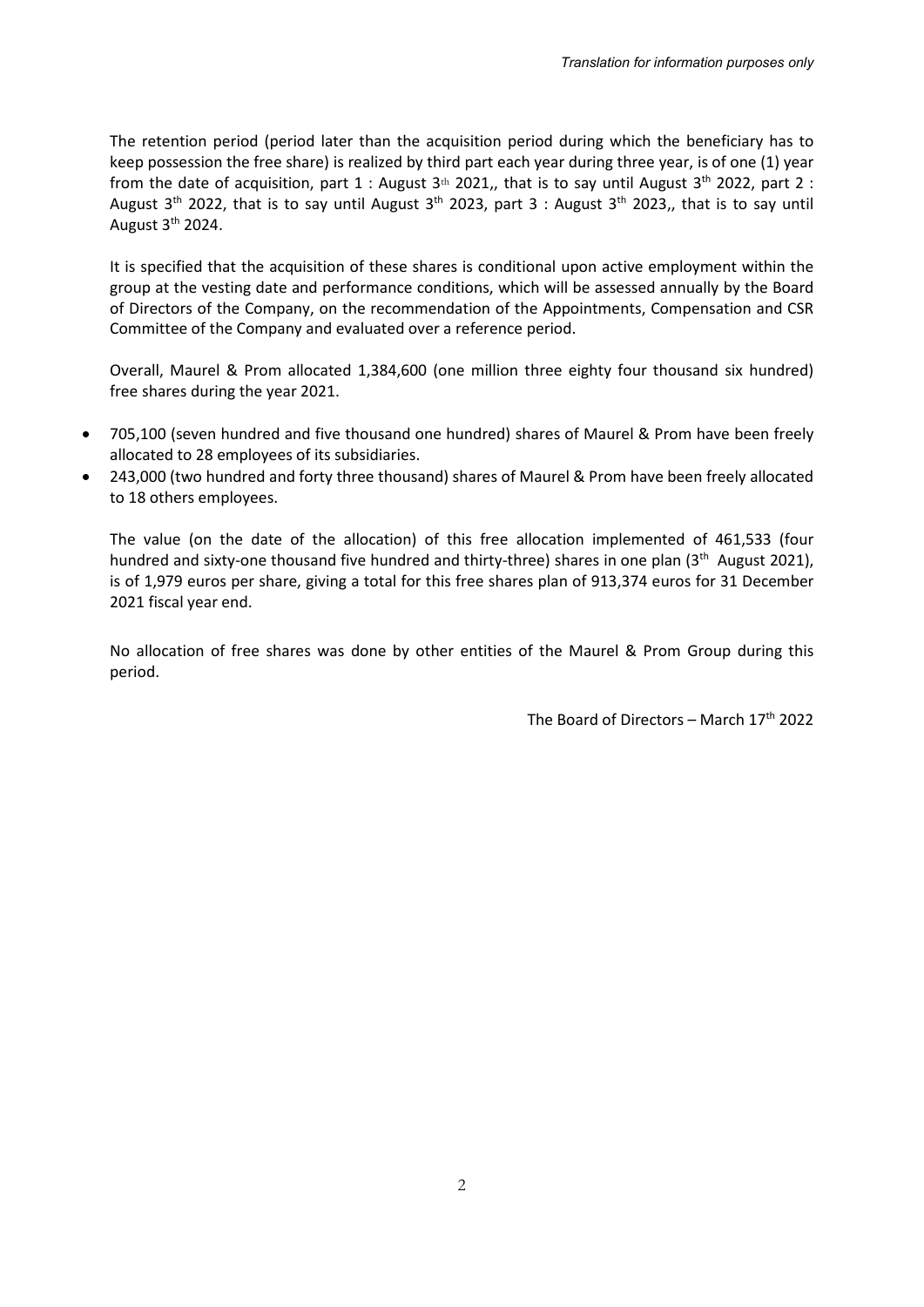The retention period (period later than the acquisition period during which the beneficiary has to keep possession the free share) is realized by third part each year during three year, is of one (1) year from the date of acquisition, part 1 : August 3th 2021,, that is to say until August 3th 2022, part 2 : August 3th 2022, that is to say until August 3th 2023, part 3 : August 3th 2023,, that is to say until August 3th 2024.

It is specified that the acquisition of these shares is conditional upon active employment within the group at the vesting date and performance conditions, which will be assessed annually by the Board of Directors of the Company, on the recommendation of the Appointments, Compensation and CSR Committee of the Company and evaluated over a reference period.

Overall, Maurel & Prom allocated 1,384,600 (one million three eighty four thousand six hundred) free shares during the year 2021.

- 705,100 (seven hundred and five thousand one hundred) shares of Maurel & Prom have been freely allocated to 28 employees of its subsidiaries.
- 243,000 (two hundred and forty three thousand) shares of Maurel & Prom have been freely allocated to 18 others employees.

The value (on the date of the allocation) of this free allocation implemented of 461,533 (four hundred and sixty-one thousand five hundred and thirty-three) shares in one plan (3th August 2021), is of 1,979 euros per share, giving a total for this free shares plan of 913,374 euros for 31 December 2021 fiscal year end.

No allocation of free shares was done by other entities of the Maurel & Prom Group during this period.

The Board of Directors – March 17th 2022